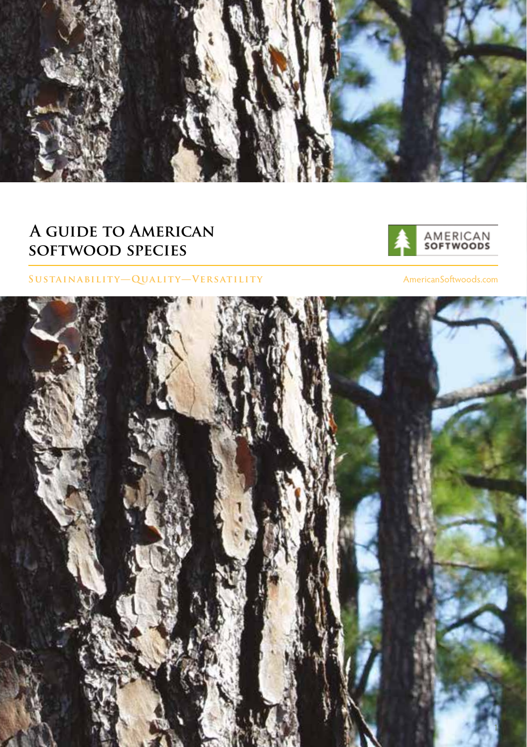# A GUIDE TO AMERICAN SOFTWOOD SPECIES

AMERICAN SOFTWOODS

SUSTAINABILITY—QUALITY—VERSATILITY

AmericanSoftwoods.com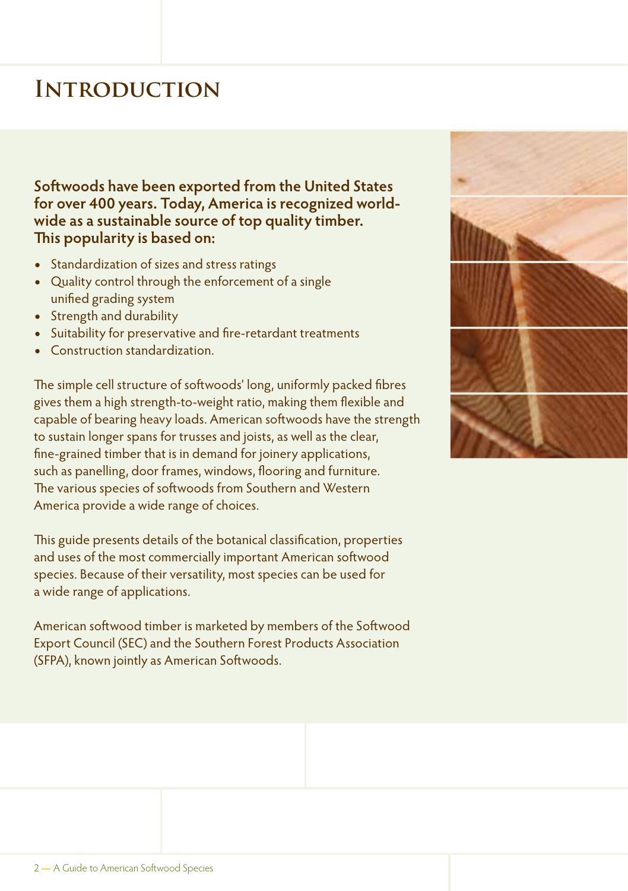# Introduction

**Softwoods have been exported from the United States for over 400 years. Today, America is recognized worldwide as a sustainable source of top quality timber. This popularity is based on:**

- Standardization of sizes and stress ratings
- Quality control through the enforcement of a single unified grading system
- Strength and durability
- Suitability for preservative and fire-retardant treatments
- Construction standardization.

The simple cell structure of softwoods' long, uniformly packed fibres gives them a high strength-to-weight ratio, making them flexible and capable of bearing heavy loads. American softwoods have the strength to sustain longer spans for trusses and joists, as well as the clear, fine-grained timber that is in demand for joinery applications, such as panelling, door frames, windows, flooring and furniture. The various species of softwoods from Southern and Western America provide a wide range of choices.

This guide presents details of the botanical classification, properties and uses of the most commercially important American softwood species. Because of their versatility, most species can be used for a wide range of applications.

American softwood timber is marketed by members of the Softwood Export Council (SEC) and the Southern Forest Products Association (SFPA), known jointly as American Softwoods.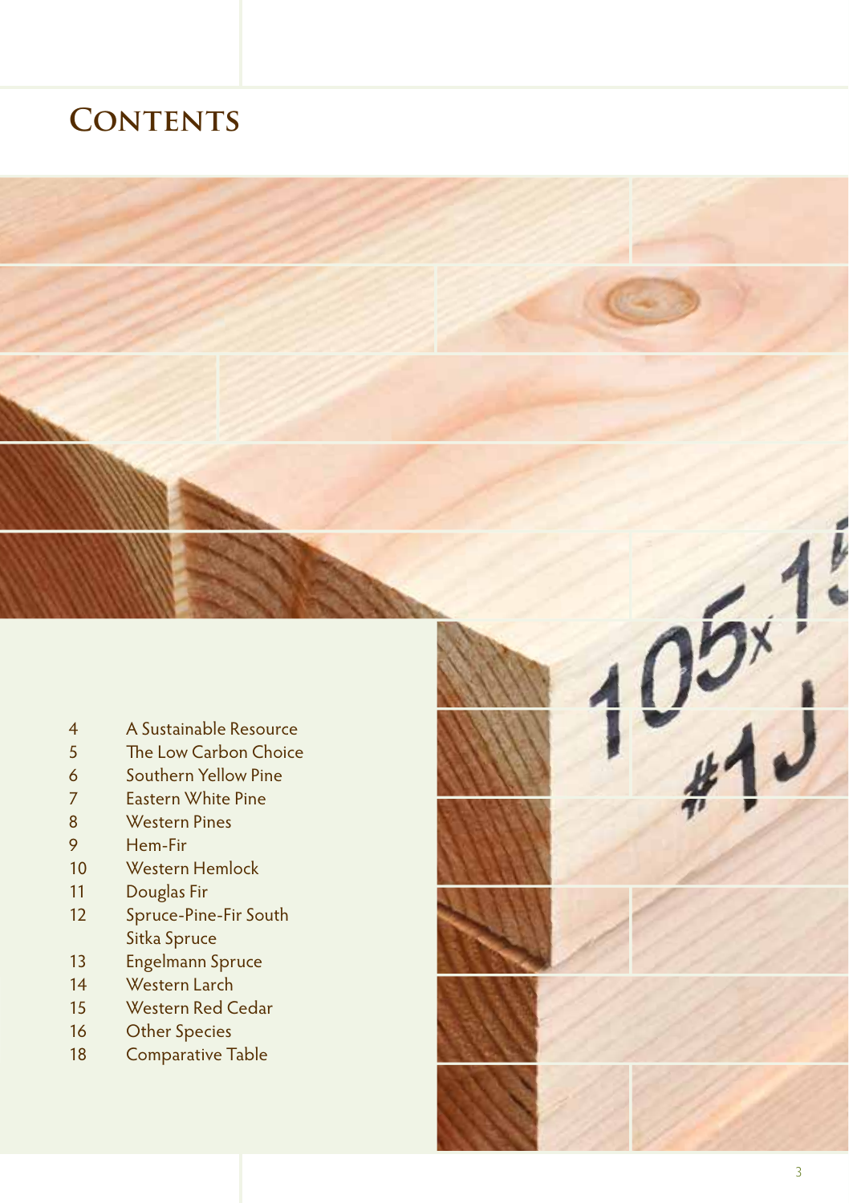# Contents

| | |
|---|---|
| 4 | A Sustainable Resource |
| 5 | The Low Carbon Choice |
| 6 | Southern Yellow Pine |
| 7 | Eastern White Pine |
| 8 | Western Pines |
| 9 | Hem-Fir |
| 10 | Western Hemlock |
| 11 | Douglas Fir |
| 12 | Spruce-Pine-Fir South<br>Sitka Spruce |
| 13 | Engelmann Spruce |
| 14 | Western Larch |
| 15 | Western Red Cedar |
| 16 | Other Species |
| 18 | Comparative Table |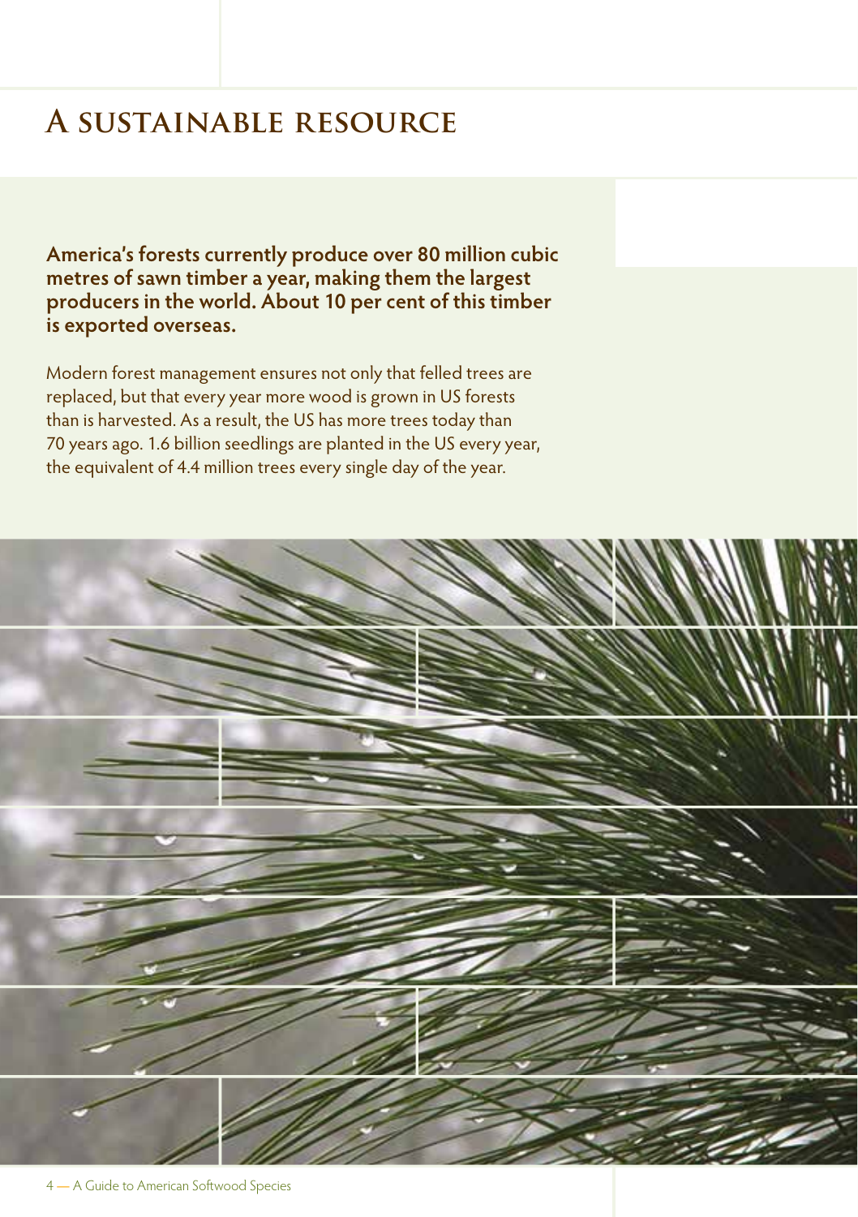# A sustainable resource

**America's forests currently produce over 80 million cubic metres of sawn timber a year, making them the largest producers in the world. About 10 per cent of this timber is exported overseas.**

Modern forest management ensures not only that felled trees are replaced, but that every year more wood is grown in US forests than is harvested. As a result, the US has more trees today than 70 years ago. 1.6 billion seedlings are planted in the US every year, the equivalent of 4.4 million trees every single day of the year.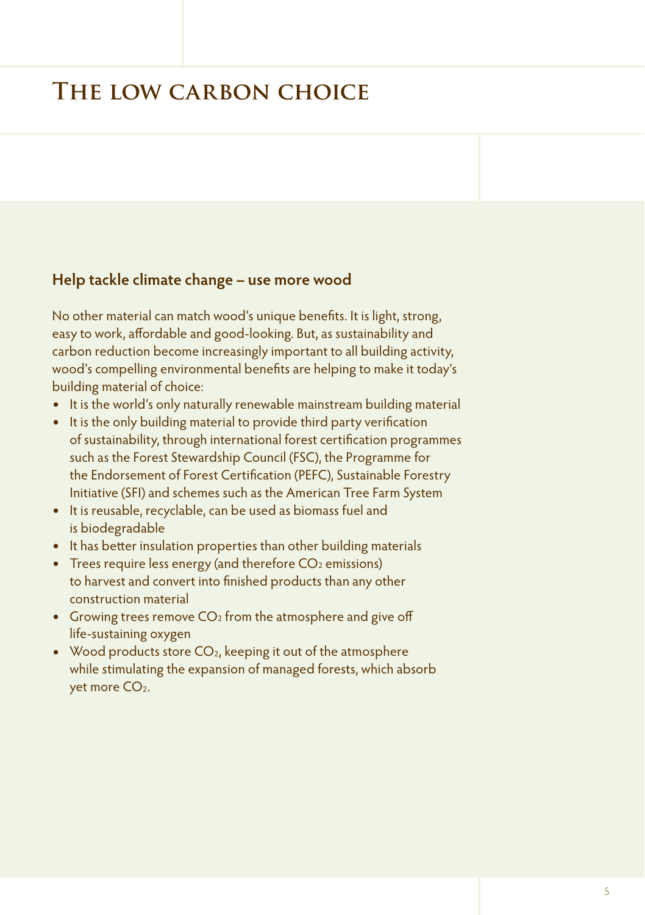# The low carbon choice

## Help tackle climate change – use more wood

No other material can match wood's unique benefits. It is light, strong, easy to work, affordable and good-looking. But, as sustainability and carbon reduction become increasingly important to all building activity, wood's compelling environmental benefits are helping to make it today's building material of choice:

- It is the world's only naturally renewable mainstream building material
- It is the only building material to provide third party verification of sustainability, through international forest certification programmes such as the Forest Stewardship Council (FSC), the Programme for the Endorsement of Forest Certification (PEFC), Sustainable Forestry Initiative (SFI) and schemes such as the American Tree Farm System
- It is reusable, recyclable, can be used as biomass fuel and is biodegradable
- It has better insulation properties than other building materials
- Trees require less energy (and therefore $CO_2$ emissions) to harvest and convert into finished products than any other construction material
- Growing trees remove $CO_2$ from the atmosphere and give off life-sustaining oxygen
- Wood products store $CO_2$, keeping it out of the atmosphere while stimulating the expansion of managed forests, which absorb yet more $CO_2$.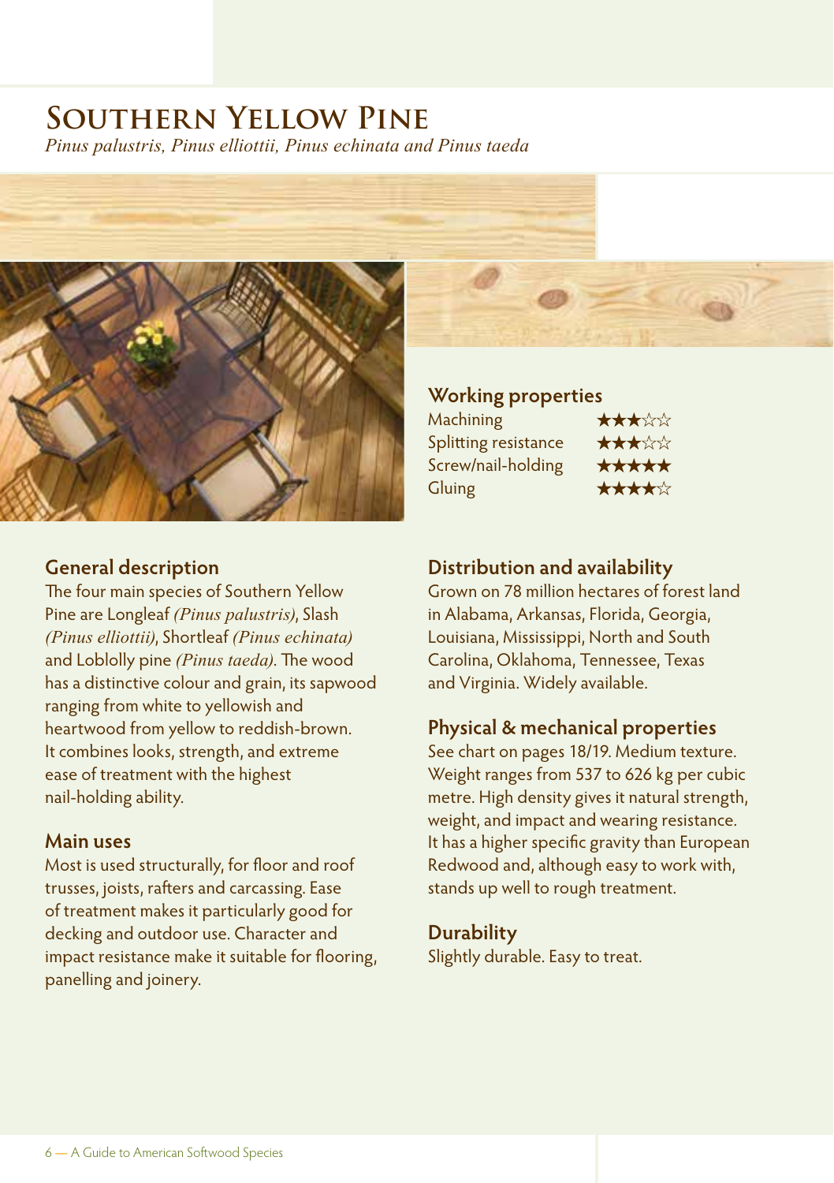# Southern Yellow Pine

*Pinus palustris, Pinus elliottii, Pinus echinata and Pinus taeda*

## Working properties

| Property | Rating |
|---|---|
| Machining | ★★★☆☆ |
| Splitting resistance | ★★★☆☆ |
| Screw/nail-holding | ★★★★★ |
| Gluing | ★★★★☆ |

## General description

The four main species of Southern Yellow Pine are Longleaf *(Pinus palustris)*, Slash *(Pinus elliottii)*, Shortleaf *(Pinus echinata)* and Loblolly pine *(Pinus taeda)*. The wood has a distinctive colour and grain, its sapwood ranging from white to yellowish and heartwood from yellow to reddish-brown. It combines looks, strength, and extreme ease of treatment with the highest nail-holding ability.

## Main uses

Most is used structurally, for floor and roof trusses, joists, rafters and carcassing. Ease of treatment makes it particularly good for decking and outdoor use. Character and impact resistance make it suitable for flooring, panelling and joinery.

## Distribution and availability

Grown on 78 million hectares of forest land in Alabama, Arkansas, Florida, Georgia, Louisiana, Mississippi, North and South Carolina, Oklahoma, Tennessee, Texas and Virginia. Widely available.

## Physical & mechanical properties

See chart on pages 18/19. Medium texture. Weight ranges from 537 to 626 kg per cubic metre. High density gives it natural strength, weight, and impact and wearing resistance. It has a higher specific gravity than European Redwood and, although easy to work with, stands up well to rough treatment.

## Durability

Slightly durable. Easy to treat.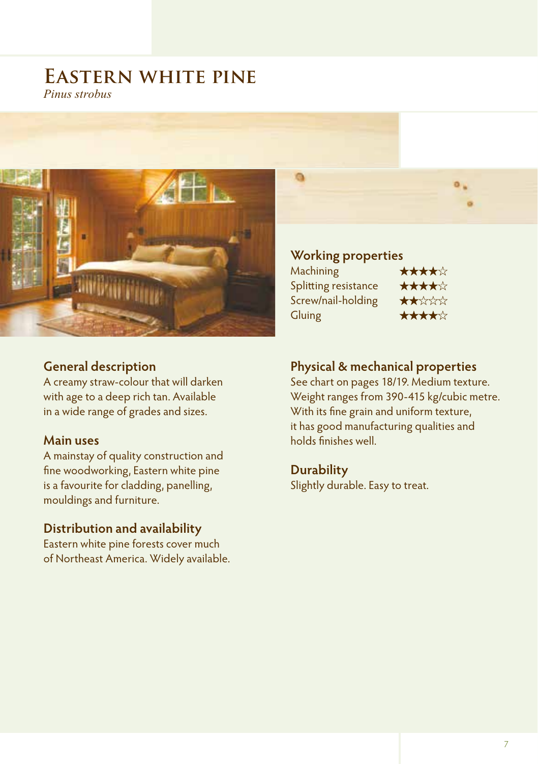# Eastern white pine

*Pinus strobus*

## Working properties

| | |
|---|---|
| Machining | ★★★★☆ |
| Splitting resistance | ★★★★☆ |
| Screw/nail-holding | ★★☆☆☆ |
| Gluing | ★★★★☆ |

## General description

A creamy straw-colour that will darken with age to a deep rich tan. Available in a wide range of grades and sizes.

## Main uses

A mainstay of quality construction and fine woodworking, Eastern white pine is a favourite for cladding, panelling, mouldings and furniture.

## Distribution and availability

Eastern white pine forests cover much of Northeast America. Widely available.

## Physical & mechanical properties

See chart on pages 18/19. Medium texture. Weight ranges from 390-415 kg/cubic metre. With its fine grain and uniform texture, it has good manufacturing qualities and holds finishes well.

## Durability

Slightly durable. Easy to treat.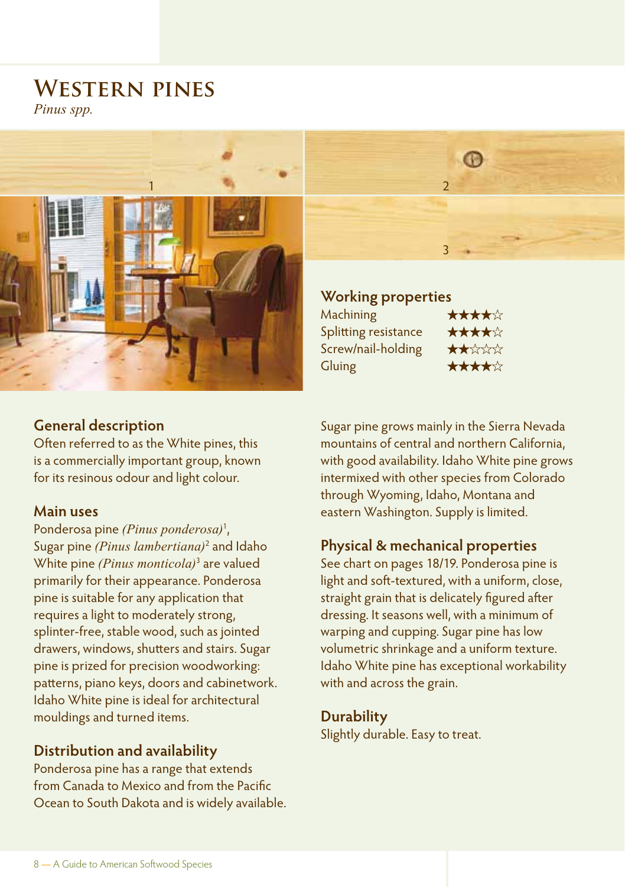# Western pines

*Pinus spp.*

## Working properties

| Property | Rating |
|---|---|
| Machining | ★★★★☆ |
| Splitting resistance | ★★★★☆ |
| Screw/nail-holding | ★★☆☆☆ |
| Gluing | ★★★★☆ |

## General description

Often referred to as the White pines, this is a commercially important group, known for its resinous odour and light colour.

### Main uses

Ponderosa pine *(Pinus ponderosa)*[1], Sugar pine *(Pinus lambertiana)*[2] and Idaho White pine *(Pinus monticola)*[3] are valued primarily for their appearance. Ponderosa pine is suitable for any application that requires a light to moderately strong, splinter-free, stable wood, such as jointed drawers, windows, shutters and stairs. Sugar pine is prized for precision woodworking: patterns, piano keys, doors and cabinetwork. Idaho White pine is ideal for architectural mouldings and turned items.

### Distribution and availability

Ponderosa pine has a range that extends from Canada to Mexico and from the Pacific Ocean to South Dakota and is widely available. Sugar pine grows mainly in the Sierra Nevada mountains of central and northern California, with good availability. Idaho White pine grows intermixed with other species from Colorado through Wyoming, Idaho, Montana and eastern Washington. Supply is limited.

## Physical & mechanical properties

See chart on pages 18/19. Ponderosa pine is light and soft-textured, with a uniform, close, straight grain that is delicately figured after dressing. It seasons well, with a minimum of warping and cupping. Sugar pine has low volumetric shrinkage and a uniform texture. Idaho White pine has exceptional workability with and across the grain.

## Durability

Slightly durable. Easy to treat.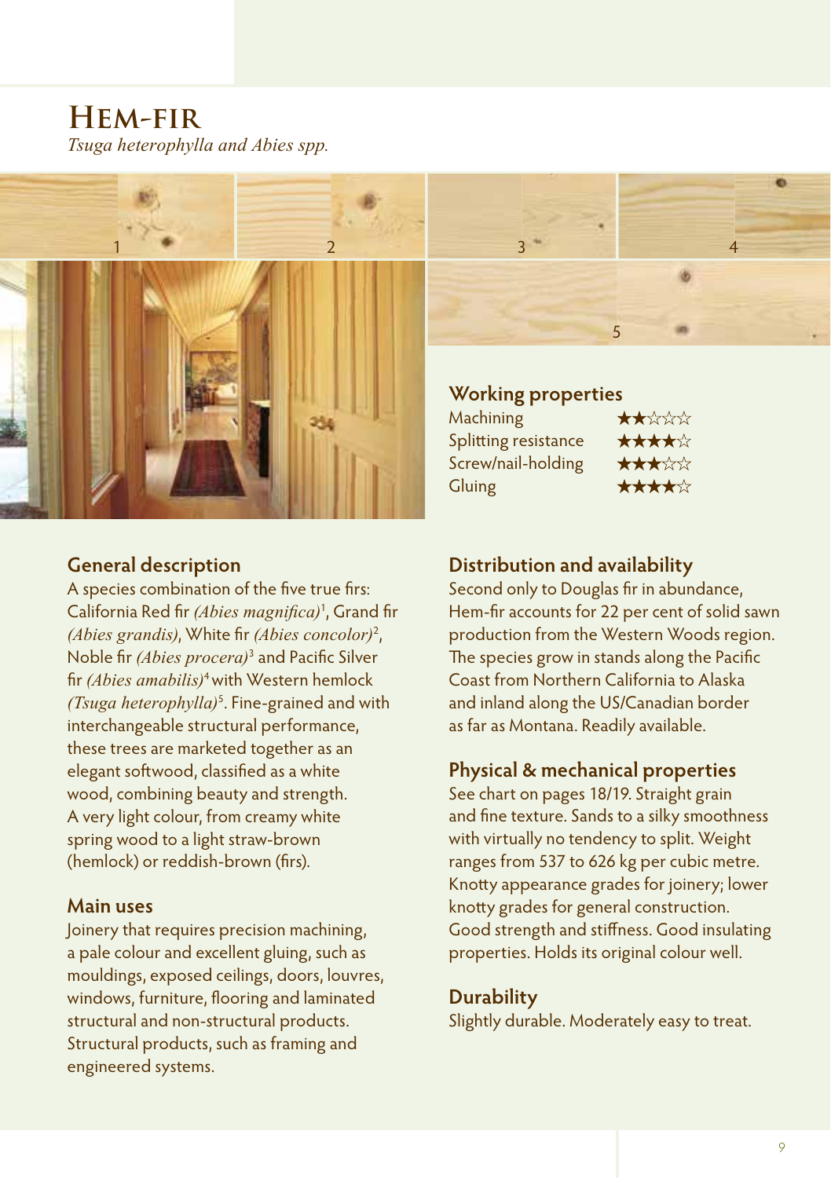# Hem-fir

*Tsuga heterophylla and Abies spp.*

1 2 3 4 5

## Working properties

| | |
|---|---|
| Machining | ★★☆☆☆ |
| Splitting resistance | ★★★★☆ |
| Screw/nail-holding | ★★★☆☆ |
| Gluing | ★★★★☆ |

## General description

A species combination of the five true firs: California Red fir *(Abies magnifica)*[1], Grand fir *(Abies grandis)*, White fir *(Abies concolor)*[2], Noble fir *(Abies procera)*[3] and Pacific Silver fir *(Abies amabilis)*[4] with Western hemlock *(Tsuga heterophylla)*[5]. Fine-grained and with interchangeable structural performance, these trees are marketed together as an elegant softwood, classified as a white wood, combining beauty and strength. A very light colour, from creamy white spring wood to a light straw-brown (hemlock) or reddish-brown (firs).

## Main uses

Joinery that requires precision machining, a pale colour and excellent gluing, such as mouldings, exposed ceilings, doors, louvres, windows, furniture, flooring and laminated structural and non-structural products. Structural products, such as framing and engineered systems.

## Distribution and availability

Second only to Douglas fir in abundance, Hem-fir accounts for 22 per cent of solid sawn production from the Western Woods region. The species grow in stands along the Pacific Coast from Northern California to Alaska and inland along the US/Canadian border as far as Montana. Readily available.

## Physical & mechanical properties

See chart on pages 18/19. Straight grain and fine texture. Sands to a silky smoothness with virtually no tendency to split. Weight ranges from 537 to 626 kg per cubic metre. Knotty appearance grades for joinery; lower knotty grades for general construction. Good strength and stiffness. Good insulating properties. Holds its original colour well.

## Durability

Slightly durable. Moderately easy to treat.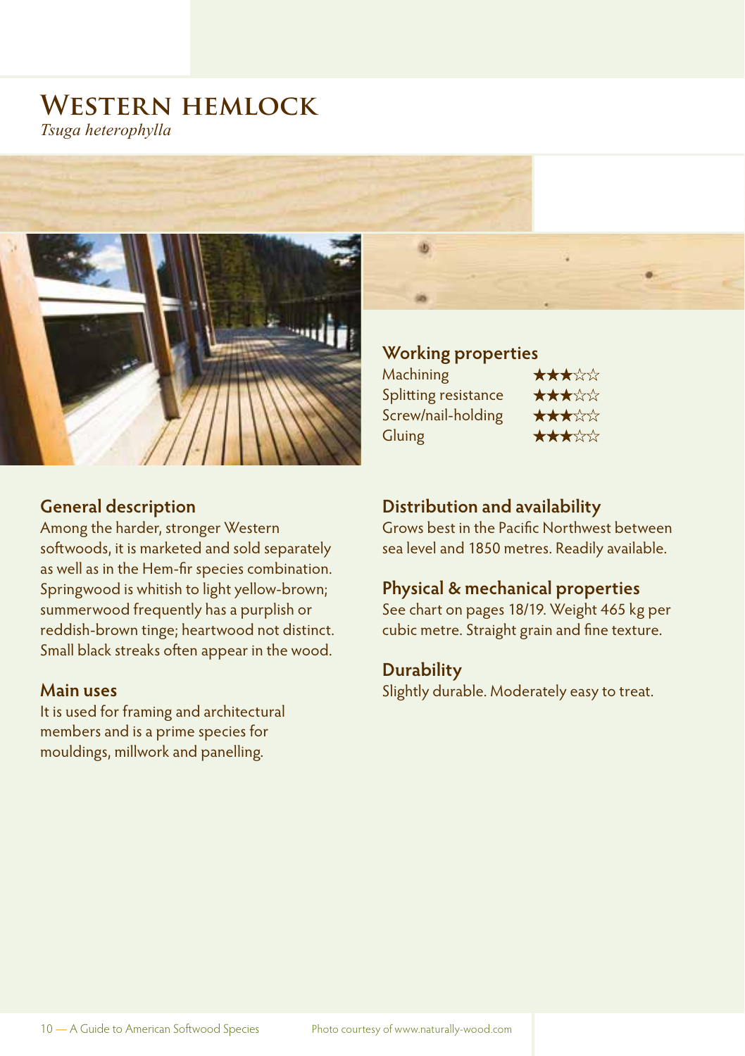# Western hemlock

*Tsuga heterophylla*

## Working properties

| | |
|---|---|
| Machining | ★★★☆☆ |
| Splitting resistance | ★★★☆☆ |
| Screw/nail-holding | ★★★☆☆ |
| Gluing | ★★★☆☆ |

## General description

Among the harder, stronger Western softwoods, it is marketed and sold separately as well as in the Hem-fir species combination. Springwood is whitish to light yellow-brown; summerwood frequently has a purplish or reddish-brown tinge; heartwood not distinct. Small black streaks often appear in the wood.

## Main uses

It is used for framing and architectural members and is a prime species for mouldings, millwork and panelling.

## Distribution and availability

Grows best in the Pacific Northwest between sea level and 1850 metres. Readily available.

## Physical & mechanical properties

See chart on pages 18/19. Weight 465 kg per cubic metre. Straight grain and fine texture.

## Durability

Slightly durable. Moderately easy to treat.

Photo courtesy of www.naturally-wood.com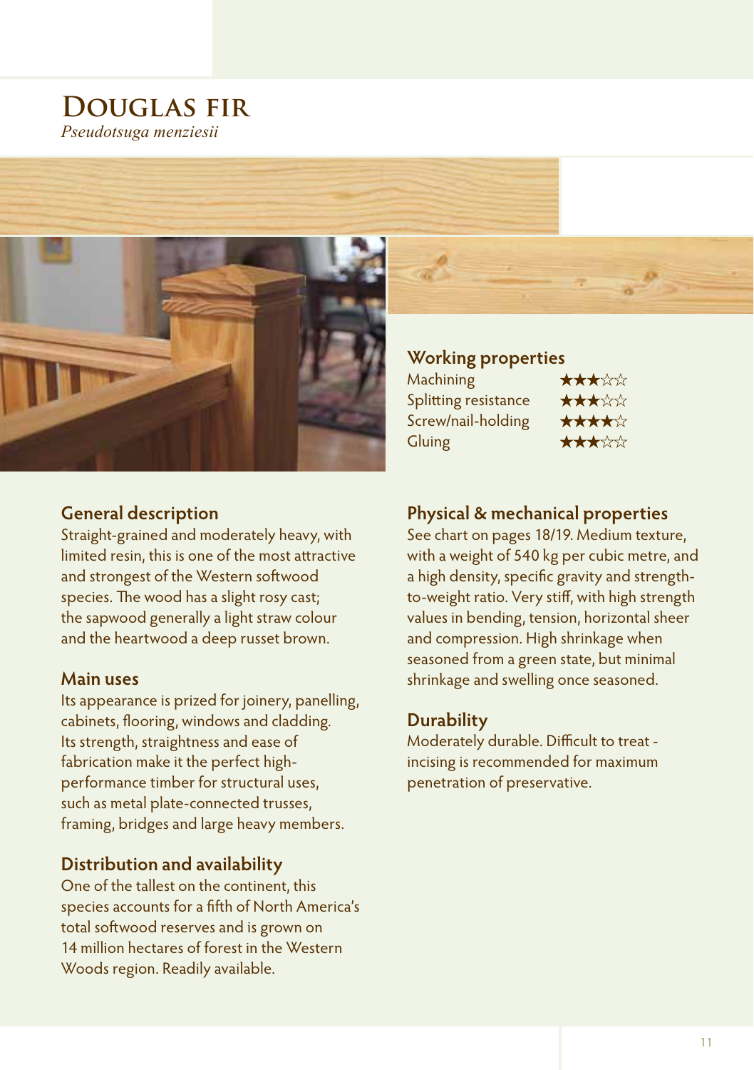# DOUGLAS FIR

*Pseudotsuga menziesii*

## Working properties

| Property | Rating |
|---|---|
| Machining | ★★★☆☆ |
| Splitting resistance | ★★★☆☆ |
| Screw/nail-holding | ★★★★☆ |
| Gluing | ★★★☆☆ |

## General description

Straight-grained and moderately heavy, with limited resin, this is one of the most attractive and strongest of the Western softwood species. The wood has a slight rosy cast; the sapwood generally a light straw colour and the heartwood a deep russet brown.

## Main uses

Its appearance is prized for joinery, panelling, cabinets, flooring, windows and cladding. Its strength, straightness and ease of fabrication make it the perfect high-performance timber for structural uses, such as metal plate-connected trusses, framing, bridges and large heavy members.

## Distribution and availability

One of the tallest on the continent, this species accounts for a fifth of North America's total softwood reserves and is grown on 14 million hectares of forest in the Western Woods region. Readily available.

## Physical & mechanical properties

See chart on pages 18/19. Medium texture, with a weight of 540 kg per cubic metre, and a high density, specific gravity and strength-to-weight ratio. Very stiff, with high strength values in bending, tension, horizontal sheer and compression. High shrinkage when seasoned from a green state, but minimal shrinkage and swelling once seasoned.

## Durability

Moderately durable. Difficult to treat - incising is recommended for maximum penetration of preservative.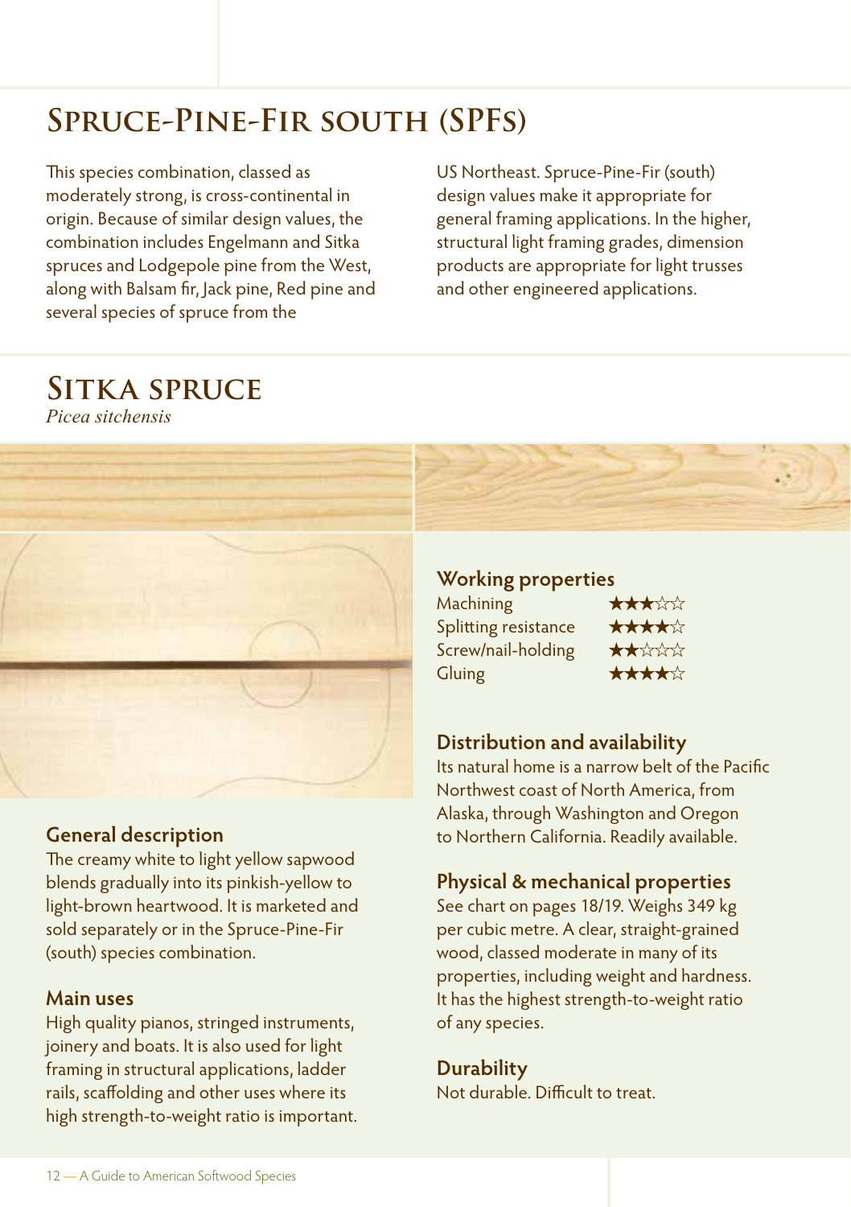# Spruce-Pine-Fir south (SPFs)

This species combination, classed as moderately strong, is cross-continental in origin. Because of similar design values, the combination includes Engelmann and Sitka spruces and Lodgepole pine from the West, along with Balsam fir, Jack pine, Red pine and several species of spruce from the US Northeast. Spruce-Pine-Fir (south) design values make it appropriate for general framing applications. In the higher, structural light framing grades, dimension products are appropriate for light trusses and other engineered applications.

# Sitka spruce

*Picea sitchensis*

### General description

The creamy white to light yellow sapwood blends gradually into its pinkish-yellow to light-brown heartwood. It is marketed and sold separately or in the Spruce-Pine-Fir (south) species combination.

### Main uses

High quality pianos, stringed instruments, joinery and boats. It is also used for light framing in structural applications, ladder rails, scaffolding and other uses where its high strength-to-weight ratio is important.

### Working properties

| Property | Rating |
|---|---|
| Machining | ★★★☆☆ |
| Splitting resistance | ★★★★☆ |
| Screw/nail-holding | ★★☆☆☆ |
| Gluing | ★★★★☆ |

### Distribution and availability

Its natural home is a narrow belt of the Pacific Northwest coast of North America, from Alaska, through Washington and Oregon to Northern California. Readily available.

### Physical & mechanical properties

See chart on pages 18/19. Weighs 349 kg per cubic metre. A clear, straight-grained wood, classed moderate in many of its properties, including weight and hardness. It has the highest strength-to-weight ratio of any species.

### Durability

Not durable. Difficult to treat.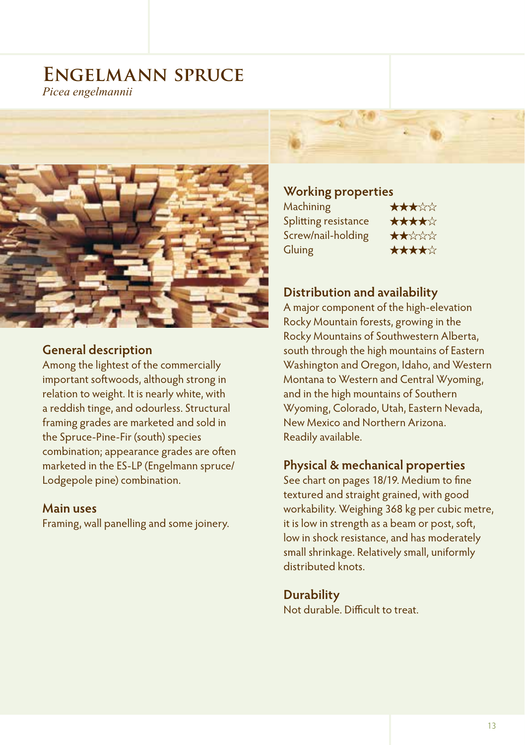# Engelmann spruce

*Picea engelmannii*

## General description

Among the lightest of the commercially important softwoods, although strong in relation to weight. It is nearly white, with a reddish tinge, and odourless. Structural framing grades are marketed and sold in the Spruce-Pine-Fir (south) species combination; appearance grades are often marketed in the ES-LP (Engelmann spruce/ Lodgepole pine) combination.

## Main uses

Framing, wall panelling and some joinery.

## Working properties

| | |
|---|---|
| Machining | ★★★☆☆ |
| Splitting resistance | ★★★★☆ |
| Screw/nail-holding | ★★☆☆☆ |
| Gluing | ★★★★☆ |

## Distribution and availability

A major component of the high-elevation Rocky Mountain forests, growing in the Rocky Mountains of Southwestern Alberta, south through the high mountains of Eastern Washington and Oregon, Idaho, and Western Montana to Western and Central Wyoming, and in the high mountains of Southern Wyoming, Colorado, Utah, Eastern Nevada, New Mexico and Northern Arizona. Readily available.

## Physical & mechanical properties

See chart on pages 18/19. Medium to fine textured and straight grained, with good workability. Weighing 368 kg per cubic metre, it is low in strength as a beam or post, soft, low in shock resistance, and has moderately small shrinkage. Relatively small, uniformly distributed knots.

## Durability

Not durable. Difficult to treat.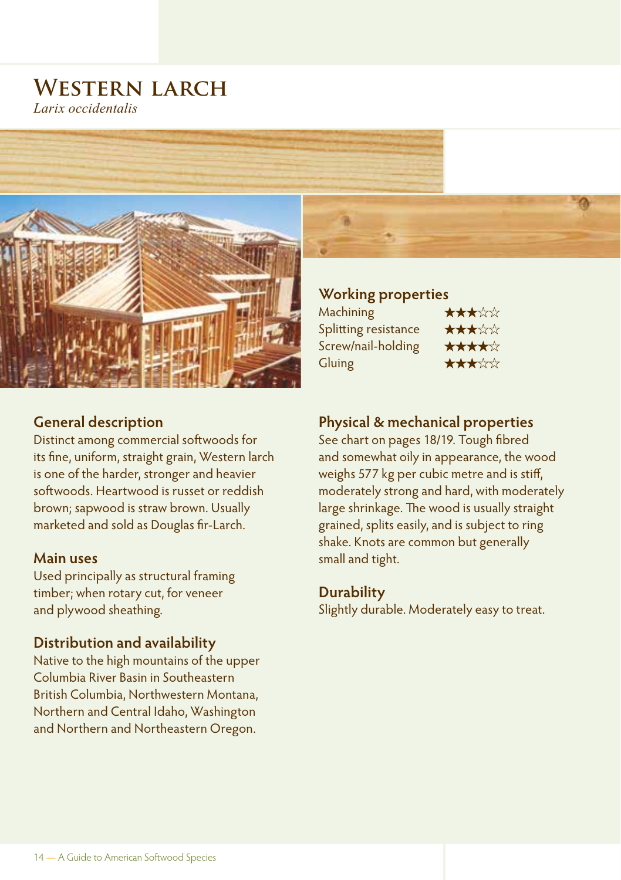# Western larch

*Larix occidentalis*

## Working properties

| Property | Rating |
|---|---|
| Machining | ★★★☆☆ |
| Splitting resistance | ★★★☆☆ |
| Screw/nail-holding | ★★★★☆ |
| Gluing | ★★★☆☆ |

## General description

Distinct among commercial softwoods for its fine, uniform, straight grain, Western larch is one of the harder, stronger and heavier softwoods. Heartwood is russet or reddish brown; sapwood is straw brown. Usually marketed and sold as Douglas fir-Larch.

## Main uses

Used principally as structural framing timber; when rotary cut, for veneer and plywood sheathing.

## Distribution and availability

Native to the high mountains of the upper Columbia River Basin in Southeastern British Columbia, Northwestern Montana, Northern and Central Idaho, Washington and Northern and Northeastern Oregon.

## Physical & mechanical properties

See chart on pages 18/19. Tough fibred and somewhat oily in appearance, the wood weighs 577 kg per cubic metre and is stiff, moderately strong and hard, with moderately large shrinkage. The wood is usually straight grained, splits easily, and is subject to ring shake. Knots are common but generally small and tight.

## Durability

Slightly durable. Moderately easy to treat.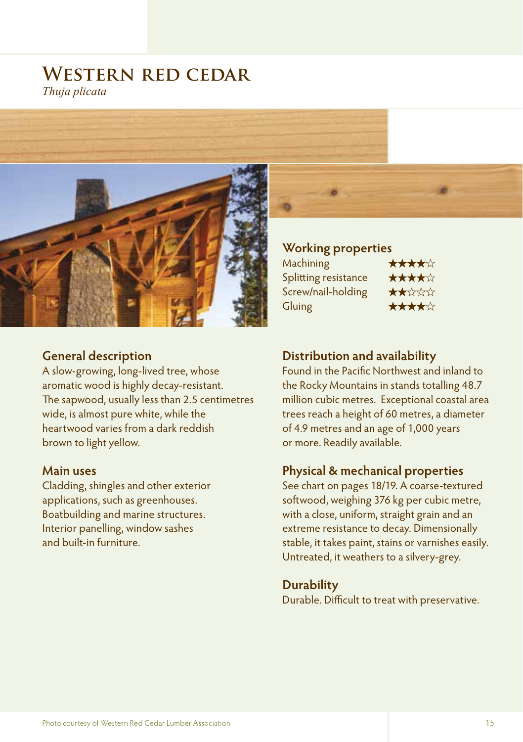# Western red cedar

*Thuja plicata*

## Working properties

| | |
|---|---|
| Machining | ★★★★☆ |
| Splitting resistance | ★★★★☆ |
| Screw/nail-holding | ★★☆☆☆ |
| Gluing | ★★★★☆ |

## General description

A slow-growing, long-lived tree, whose aromatic wood is highly decay-resistant. The sapwood, usually less than 2.5 centimetres wide, is almost pure white, while the heartwood varies from a dark reddish brown to light yellow.

## Main uses

Cladding, shingles and other exterior applications, such as greenhouses. Boatbuilding and marine structures. Interior panelling, window sashes and built-in furniture.

## Distribution and availability

Found in the Pacific Northwest and inland to the Rocky Mountains in stands totalling 48.7 million cubic metres. Exceptional coastal area trees reach a height of 60 metres, a diameter of 4.9 metres and an age of 1,000 years or more. Readily available.

## Physical & mechanical properties

See chart on pages 18/19. A coarse-textured softwood, weighing 376 kg per cubic metre, with a close, uniform, straight grain and an extreme resistance to decay. Dimensionally stable, it takes paint, stains or varnishes easily. Untreated, it weathers to a silvery-grey.

## Durability

Durable. Difficult to treat with preservative.

Photo courtesy of Western Red Cedar Lumber Association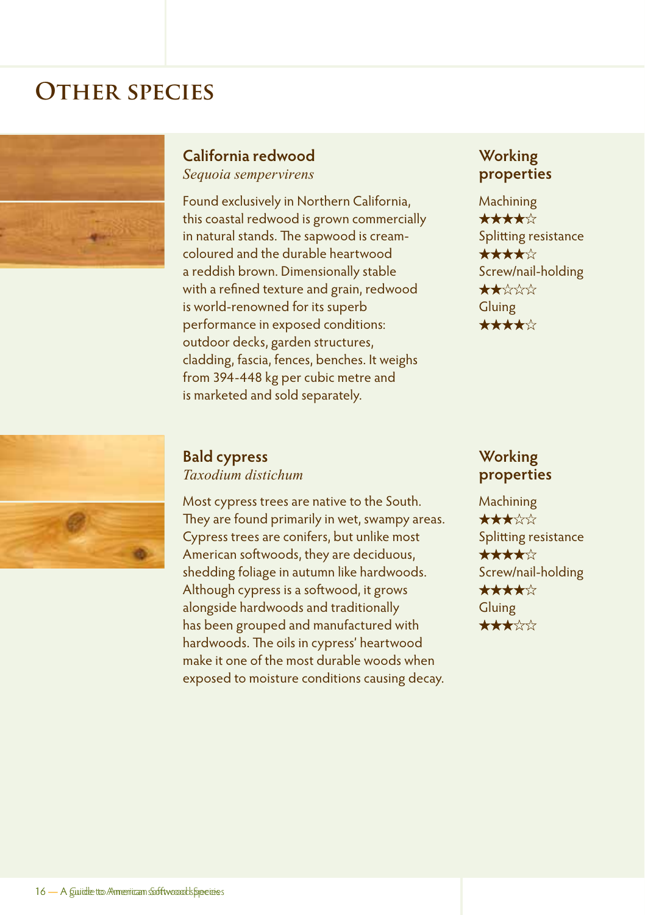# OTHER SPECIES

## California redwood

*Sequoia sempervirens*

Found exclusively in Northern California, this coastal redwood is grown commercially in natural stands. The sapwood is cream-coloured and the durable heartwood a reddish brown. Dimensionally stable with a refined texture and grain, redwood is world-renowned for its superb performance in exposed conditions: outdoor decks, garden structures, cladding, fascia, fences, benches. It weighs from 394-448 kg per cubic metre and is marketed and sold separately.

### Working properties

Machining
★★★★☆

Splitting resistance
★★★★☆

Screw/nail-holding
★★☆☆☆

Gluing
★★★★☆

## Bald cypress

*Taxodium distichum*

Most cypress trees are native to the South. They are found primarily in wet, swampy areas. Cypress trees are conifers, but unlike most American softwoods, they are deciduous, shedding foliage in autumn like hardwoods. Although cypress is a softwood, it grows alongside hardwoods and traditionally has been grouped and manufactured with hardwoods. The oils in cypress' heartwood make it one of the most durable woods when exposed to moisture conditions causing decay.

### Working properties

Machining
★★★☆☆

Splitting resistance
★★★★☆

Screw/nail-holding
★★★★☆

Gluing
★★★☆☆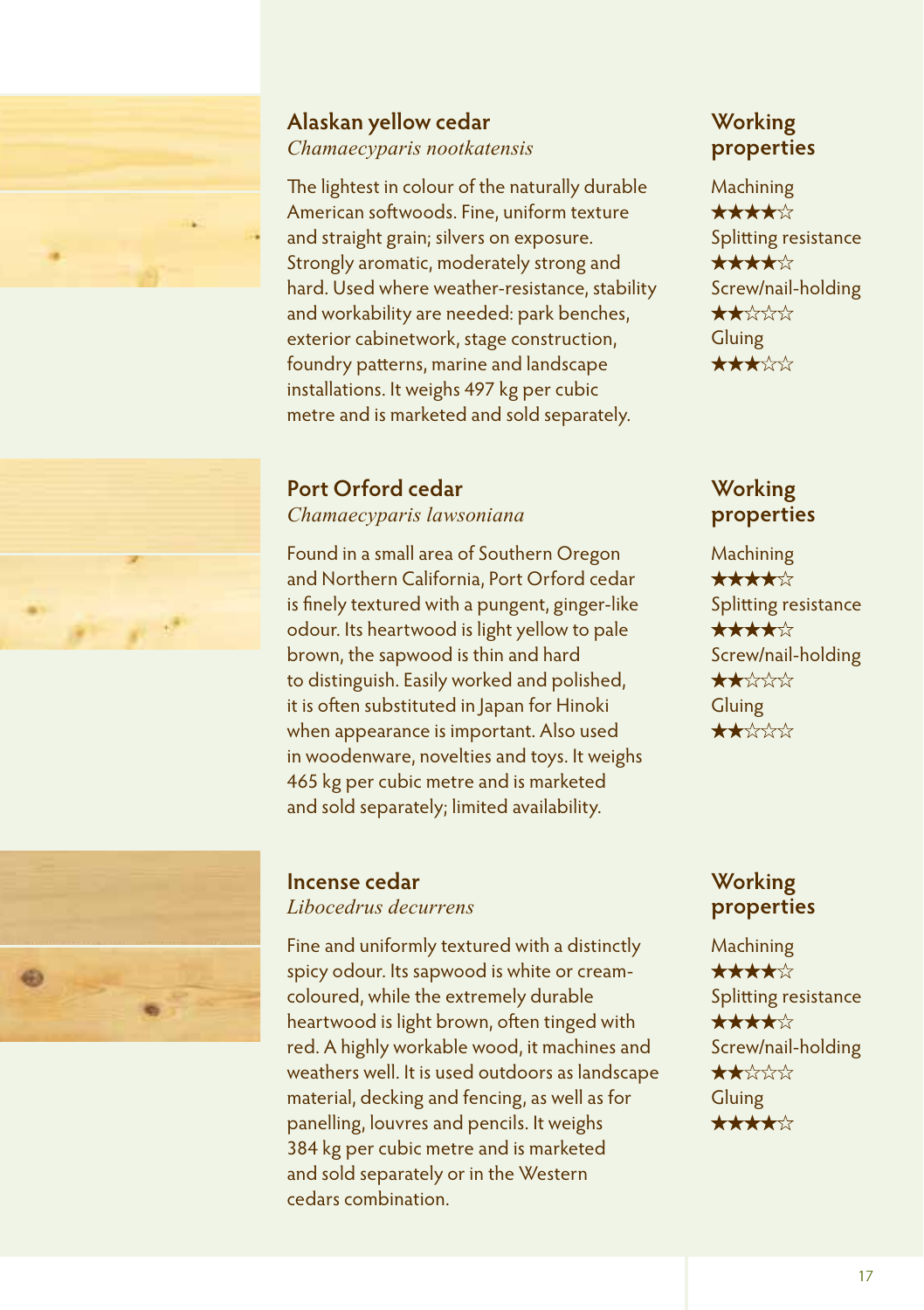## Alaskan yellow cedar

*Chamaecyparis nootkatensis*

The lightest in colour of the naturally durable American softwoods. Fine, uniform texture and straight grain; silvers on exposure. Strongly aromatic, moderately strong and hard. Used where weather-resistance, stability and workability are needed: park benches, exterior cabinetwork, stage construction, foundry patterns, marine and landscape installations. It weighs 497 kg per cubic metre and is marketed and sold separately.

### Working properties

Machining
★★★★☆

Splitting resistance
★★★★☆

Screw/nail-holding
★★☆☆☆

Gluing
★★★☆☆

## Port Orford cedar

*Chamaecyparis lawsoniana*

Found in a small area of Southern Oregon and Northern California, Port Orford cedar is finely textured with a pungent, ginger-like odour. Its heartwood is light yellow to pale brown, the sapwood is thin and hard to distinguish. Easily worked and polished, it is often substituted in Japan for Hinoki when appearance is important. Also used in woodenware, novelties and toys. It weighs 465 kg per cubic metre and is marketed and sold separately; limited availability.

### Working properties

Machining
★★★★☆

Splitting resistance
★★★★☆

Screw/nail-holding
★★☆☆☆

Gluing
★★☆☆☆

## Incense cedar

*Libocedrus decurrens*

Fine and uniformly textured with a distinctly spicy odour. Its sapwood is white or cream-coloured, while the extremely durable heartwood is light brown, often tinged with red. A highly workable wood, it machines and weathers well. It is used outdoors as landscape material, decking and fencing, as well as for panelling, louvres and pencils. It weighs 384 kg per cubic metre and is marketed and sold separately or in the Western cedars combination.

### Working properties

Machining
★★★★☆

Splitting resistance
★★★★☆

Screw/nail-holding
★★☆☆☆

Gluing
★★★★☆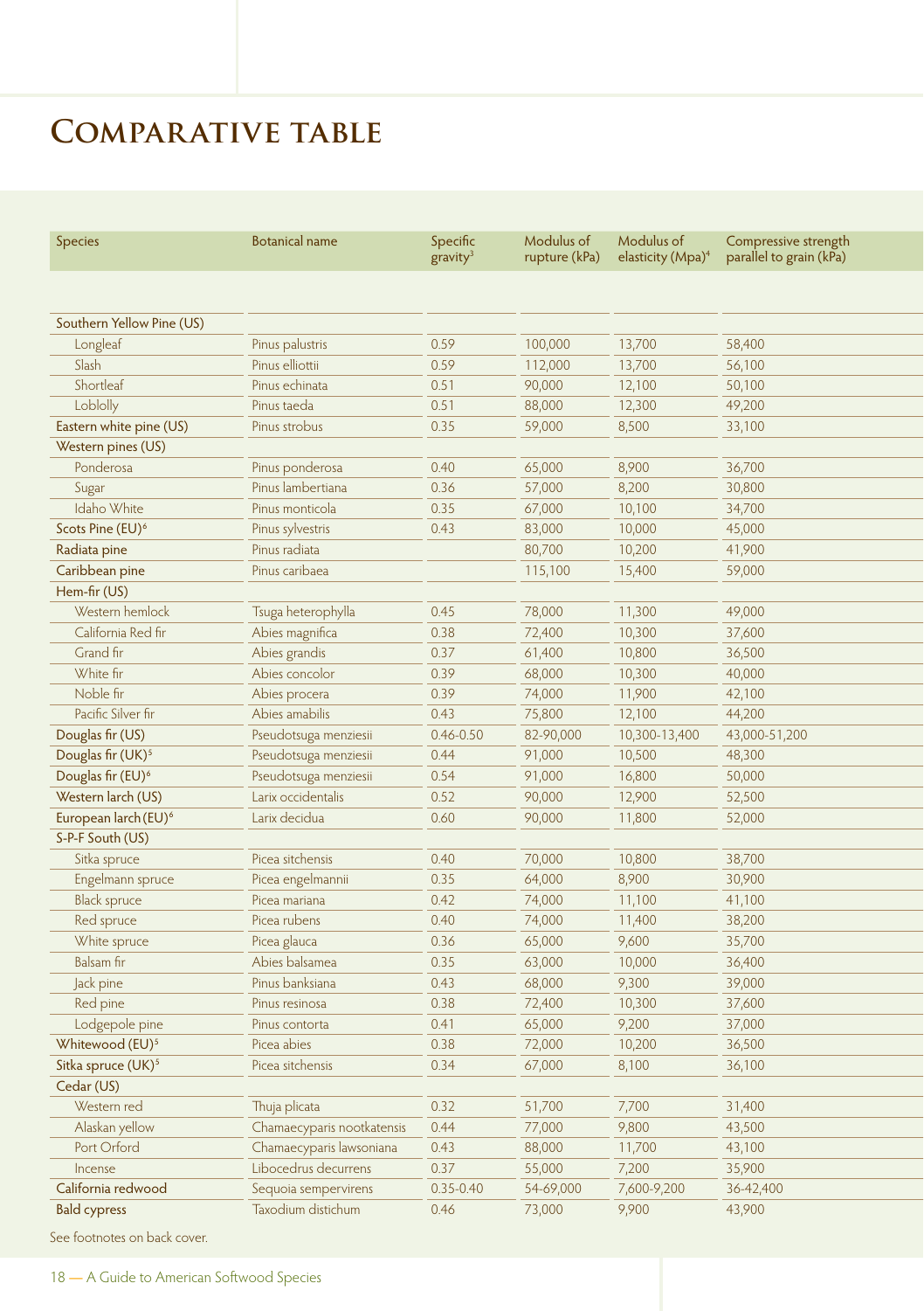# Comparative table

| Species | Botanical name | Specific gravity[3] | Modulus of rupture (kPa) | Modulus of elasticity (Mpa)[4] | Compressive strength parallel to grain (kPa) |
|---|---|---|---|---|---|
| Southern Yellow Pine (US) | | | | | |
| Longleaf | Pinus palustris | 0.59 | 100,000 | 13,700 | 58,400 |
| Slash | Pinus elliottii | 0.59 | 112,000 | 13,700 | 56,100 |
| Shortleaf | Pinus echinata | 0.51 | 90,000 | 12,100 | 50,100 |
| Loblolly | Pinus taeda | 0.51 | 88,000 | 12,300 | 49,200 |
| Eastern white pine (US) | Pinus strobus | 0.35 | 59,000 | 8,500 | 33,100 |
| Western pines (US) | | | | | |
| Ponderosa | Pinus ponderosa | 0.40 | 65,000 | 8,900 | 36,700 |
| Sugar | Pinus lambertiana | 0.36 | 57,000 | 8,200 | 30,800 |
| Idaho White | Pinus monticola | 0.35 | 67,000 | 10,100 | 34,700 |
| Scots Pine (EU)[6] | Pinus sylvestris | 0.43 | 83,000 | 10,000 | 45,000 |
| Radiata pine | Pinus radiata | | 80,700 | 10,200 | 41,900 |
| Caribbean pine | Pinus caribaea | | 115,100 | 15,400 | 59,000 |
| Hem-fir (US) | | | | | |
| Western hemlock | Tsuga heterophylla | 0.45 | 78,000 | 11,300 | 49,000 |
| California Red fir | Abies magnifica | 0.38 | 72,400 | 10,300 | 37,600 |
| Grand fir | Abies grandis | 0.37 | 61,400 | 10,800 | 36,500 |
| White fir | Abies concolor | 0.39 | 68,000 | 10,300 | 40,000 |
| Noble fir | Abies procera | 0.39 | 74,000 | 11,900 | 42,100 |
| Pacific Silver fir | Abies amabilis | 0.43 | 75,800 | 12,100 | 44,200 |
| Douglas fir (US) | Pseudotsuga menziesii | 0.46-0.50 | 82-90,000 | 10,300-13,400 | 43,000-51,200 |
| Douglas fir (UK)[5] | Pseudotsuga menziesii | 0.44 | 91,000 | 10,500 | 48,300 |
| Douglas fir (EU)[6] | Pseudotsuga menziesii | 0.54 | 91,000 | 16,800 | 50,000 |
| Western larch (US) | Larix occidentalis | 0.52 | 90,000 | 12,900 | 52,500 |
| European larch (EU)[6] | Larix decidua | 0.60 | 90,000 | 11,800 | 52,000 |
| S-P-F South (US) | | | | | |
| Sitka spruce | Picea sitchensis | 0.40 | 70,000 | 10,800 | 38,700 |
| Engelmann spruce | Picea engelmannii | 0.35 | 64,000 | 8,900 | 30,900 |
| Black spruce | Picea mariana | 0.42 | 74,000 | 11,100 | 41,100 |
| Red spruce | Picea rubens | 0.40 | 74,000 | 11,400 | 38,200 |
| White spruce | Picea glauca | 0.36 | 65,000 | 9,600 | 35,700 |
| Balsam fir | Abies balsamea | 0.35 | 63,000 | 10,000 | 36,400 |
| Jack pine | Pinus banksiana | 0.43 | 68,000 | 9,300 | 39,000 |
| Red pine | Pinus resinosa | 0.38 | 72,400 | 10,300 | 37,600 |
| Lodgepole pine | Pinus contorta | 0.41 | 65,000 | 9,200 | 37,000 |
| Whitewood (EU)[5] | Picea abies | 0.38 | 72,000 | 10,200 | 36,500 |
| Sitka spruce (UK)[5] | Picea sitchensis | 0.34 | 67,000 | 8,100 | 36,100 |
| Cedar (US) | | | | | |
| Western red | Thuja plicata | 0.32 | 51,700 | 7,700 | 31,400 |
| Alaskan yellow | Chamaecyparis nootkatensis | 0.44 | 77,000 | 9,800 | 43,500 |
| Port Orford | Chamaecyparis lawsoniana | 0.43 | 88,000 | 11,700 | 43,100 |
| Incense | Libocedrus decurrens | 0.37 | 55,000 | 7,200 | 35,900 |
| California redwood | Sequoia sempervirens | 0.35-0.40 | 54-69,000 | 7,600-9,200 | 36-42,400 |
| Bald cypress | Taxodium distichum | 0.46 | 73,000 | 9,900 | 43,900 |

See footnotes on back cover.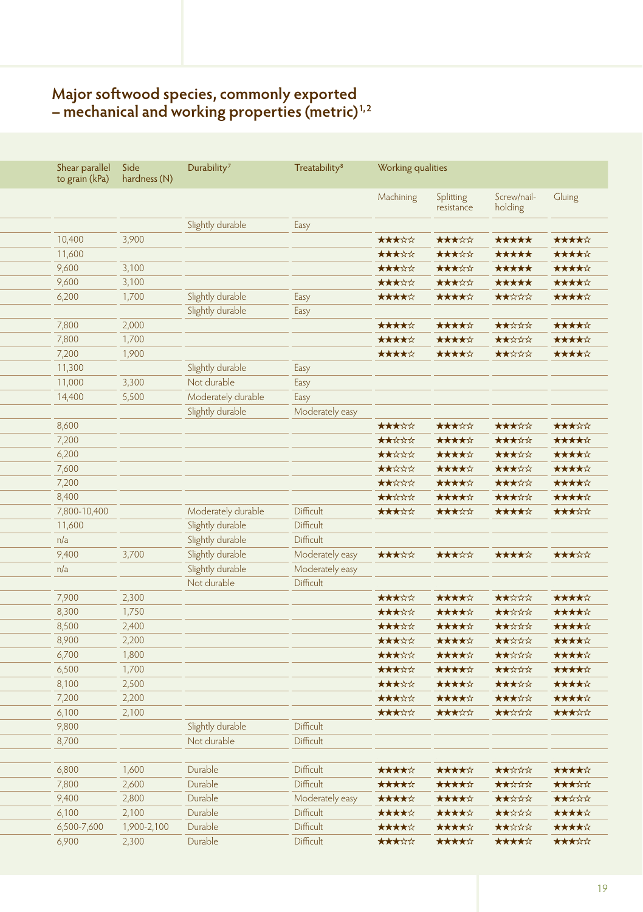## Major softwood species, commonly exported – mechanical and working properties (metric)[1,2]

| Shear parallel to grain (kPa) | Side hardness (N) | Durability[7] | Treatability[8] | Working qualities | | | |
|---|---|---|---|---|---|---|---|
| | | | | Machining | Splitting resistance | Screw/nail-holding | Gluing |
| | | Slightly durable | Easy | | | | |
| 10,400 | 3,900 | | | ★★★☆☆ | ★★★☆☆ | ★★★★★ | ★★★★☆ |
| 11,600 | | | | ★★★☆☆ | ★★★☆☆ | ★★★★★ | ★★★★☆ |
| 9,600 | 3,100 | | | ★★★☆☆ | ★★★☆☆ | ★★★★★ | ★★★★☆ |
| 9,600 | 3,100 | | | ★★★☆☆ | ★★★☆☆ | ★★★★★ | ★★★★☆ |
| 6,200 | 1,700 | Slightly durable | Easy | ★★★★☆ | ★★★★☆ | ★★☆☆☆ | ★★★★☆ |
| | | Slightly durable | Easy | | | | |
| 7,800 | 2,000 | | | ★★★★☆ | ★★★★☆ | ★★☆☆☆ | ★★★★☆ |
| 7,800 | 1,700 | | | ★★★★☆ | ★★★★☆ | ★★☆☆☆ | ★★★★☆ |
| 7,200 | 1,900 | | | ★★★★☆ | ★★★★☆ | ★★☆☆☆ | ★★★★☆ |
| 11,300 | | Slightly durable | Easy | | | | |
| 11,000 | 3,300 | Not durable | Easy | | | | |
| 14,400 | 5,500 | Moderately durable | Easy | | | | |
| | | Slightly durable | Moderately easy | | | | |
| 8,600 | | | | ★★★☆☆ | ★★★☆☆ | ★★★☆☆ | ★★★☆☆ |
| 7,200 | | | | ★★☆☆☆ | ★★★★☆ | ★★★☆☆ | ★★★★☆ |
| 6,200 | | | | ★★☆☆☆ | ★★★★☆ | ★★★☆☆ | ★★★★☆ |
| 7,600 | | | | ★★☆☆☆ | ★★★★☆ | ★★★☆☆ | ★★★★☆ |
| 7,200 | | | | ★★☆☆☆ | ★★★★☆ | ★★★☆☆ | ★★★★☆ |
| 8,400 | | | | ★★☆☆☆ | ★★★★☆ | ★★★☆☆ | ★★★★☆ |
| 7,800-10,400 | | Moderately durable | Difficult | ★★★☆☆ | ★★★☆☆ | ★★★★☆ | ★★★☆☆ |
| 11,600 | | Slightly durable | Difficult | | | | |
| n/a | | Slightly durable | Difficult | | | | |
| 9,400 | 3,700 | Slightly durable | Moderately easy | ★★★☆☆ | ★★★☆☆ | ★★★★☆ | ★★★☆☆ |
| n/a | | Slightly durable | Moderately easy | | | | |
| | | Not durable | Difficult | | | | |
| 7,900 | 2,300 | | | ★★★☆☆ | ★★★★☆ | ★★☆☆☆ | ★★★★☆ |
| 8,300 | 1,750 | | | ★★★☆☆ | ★★★★☆ | ★★☆☆☆ | ★★★★☆ |
| 8,500 | 2,400 | | | ★★★☆☆ | ★★★★☆ | ★★☆☆☆ | ★★★★☆ |
| 8,900 | 2,200 | | | ★★★☆☆ | ★★★★☆ | ★★☆☆☆ | ★★★★☆ |
| 6,700 | 1,800 | | | ★★★☆☆ | ★★★★☆ | ★★☆☆☆ | ★★★★☆ |
| 6,500 | 1,700 | | | ★★★☆☆ | ★★★★☆ | ★★☆☆☆ | ★★★★☆ |
| 8,100 | 2,500 | | | ★★★☆☆ | ★★★★☆ | ★★★☆☆ | ★★★★☆ |
| 7,200 | 2,200 | | | ★★★☆☆ | ★★★★☆ | ★★★☆☆ | ★★★★☆ |
| 6,100 | 2,100 | | | ★★★☆☆ | ★★★☆☆ | ★★☆☆☆ | ★★★☆☆ |
| 9,800 | | Slightly durable | Difficult | | | | |
| 8,700 | | Not durable | Difficult | | | | |
| | | | | | | | |
| 6,800 | 1,600 | Durable | Difficult | ★★★★☆ | ★★★★☆ | ★★☆☆☆ | ★★★★☆ |
| 7,800 | 2,600 | Durable | Difficult | ★★★★☆ | ★★★★☆ | ★★☆☆☆ | ★★★☆☆ |
| 9,400 | 2,800 | Durable | Moderately easy | ★★★★☆ | ★★★★☆ | ★★☆☆☆ | ★★☆☆☆ |
| 6,100 | 2,100 | Durable | Difficult | ★★★★☆ | ★★★★☆ | ★★☆☆☆ | ★★★★☆ |
| 6,500-7,600 | 1,900-2,100 | Durable | Difficult | ★★★★☆ | ★★★★☆ | ★★☆☆☆ | ★★★★☆ |
| 6,900 | 2,300 | Durable | Difficult | ★★★☆☆ | ★★★★☆ | ★★★★☆ | ★★★☆☆ |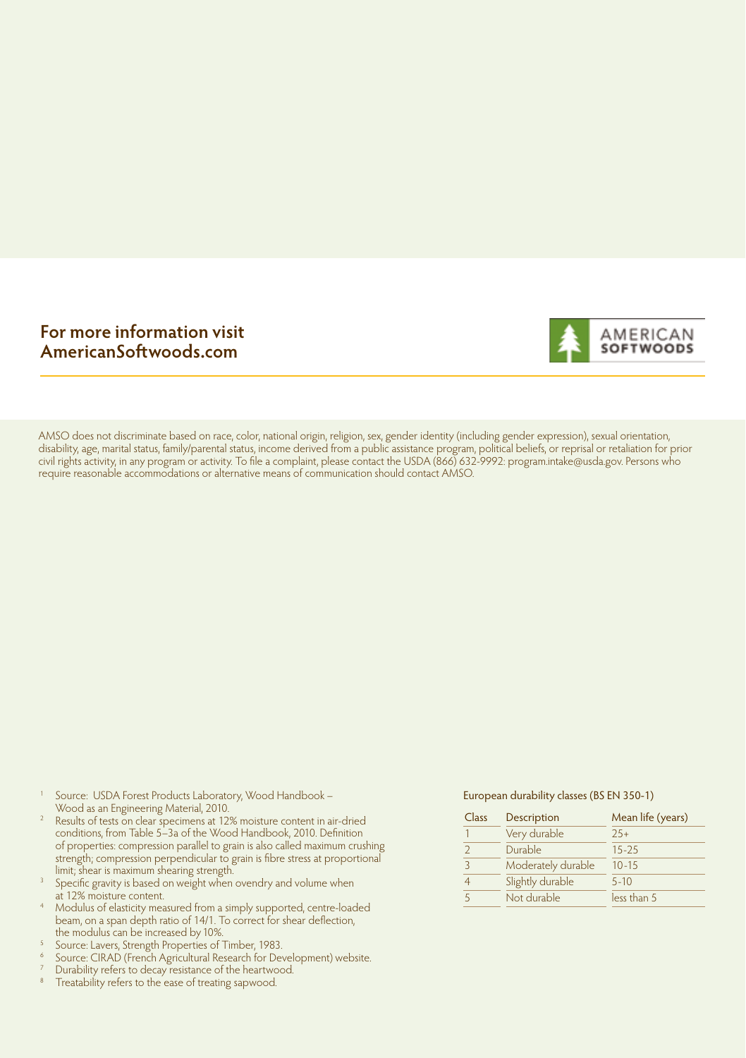## For more information visit AmericanSoftwoods.com

AMERICAN SOFTWOODS

AMSO does not discriminate based on race, color, national origin, religion, sex, gender identity (including gender expression), sexual orientation, disability, age, marital status, family/parental status, income derived from a public assistance program, political beliefs, or reprisal or retaliation for prior civil rights activity, in any program or activity. To file a complaint, please contact the USDA (866) 632-9992: program.intake@usda.gov. Persons who require reasonable accommodations or alternative means of communication should contact AMSO.

1. Source: USDA Forest Products Laboratory, Wood Handbook – Wood as an Engineering Material, 2010.
2. Results of tests on clear specimens at 12% moisture content in air-dried conditions, from Table 5–3a of the Wood Handbook, 2010. Definition of properties: compression parallel to grain is also called maximum crushing strength; compression perpendicular to grain is fibre stress at proportional limit; shear is maximum shearing strength.
3. Specific gravity is based on weight when ovendry and volume when at 12% moisture content.
4. Modulus of elasticity measured from a simply supported, centre-loaded beam, on a span depth ratio of 14/1. To correct for shear deflection, the modulus can be increased by 10%.
5. Source: Lavers, Strength Properties of Timber, 1983.
6. Source: CIRAD (French Agricultural Research for Development) website.
7. Durability refers to decay resistance of the heartwood.
8. Treatability refers to the ease of treating sapwood.

European durability classes (BS EN 350-1)

| Class | Description | Mean life (years) |
|---|---|---|
| 1 | Very durable | 25+ |
| 2 | Durable | 15-25 |
| 3 | Moderately durable | 10-15 |
| 4 | Slightly durable | 5-10 |
| 5 | Not durable | less than 5 |